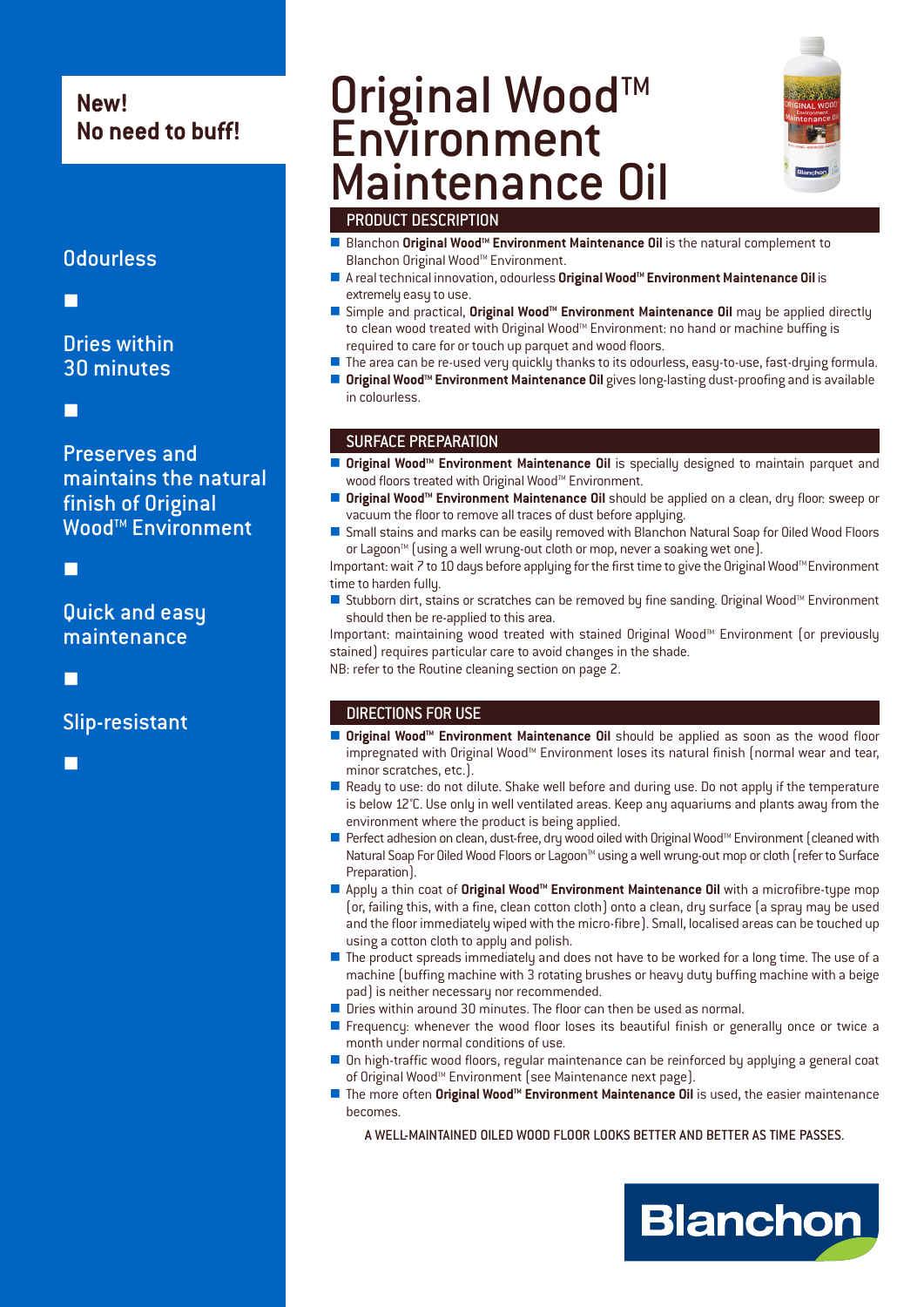**New!**
**No need to buff!**

Odourless

Dries within 30 minutes

Preserves and maintains the natural finish of Original Wood™ Environment

Quick and easy maintenance

Slip-resistant

# Original Wood™ Environment Maintenance Oil

## PRODUCT DESCRIPTION

- Blanchon **Original Wood™ Environment Maintenance Oil** is the natural complement to Blanchon Original Wood™ Environment.
- A real technical innovation, odourless **Original Wood™ Environment Maintenance Oil** is extremely easy to use.
- Simple and practical, **Original Wood™ Environment Maintenance Oil** may be applied directly to clean wood treated with Original Wood™ Environment: no hand or machine buffing is required to care for or touch up parquet and wood floors.
- The area can be re-used very quickly thanks to its odourless, easy-to-use, fast-drying formula.
- **Original Wood™ Environment Maintenance Oil** gives long-lasting dust-proofing and is available in colourless.

## SURFACE PREPARATION

- **Original Wood™ Environment Maintenance Oil** is specially designed to maintain parquet and wood floors treated with Original Wood™ Environment.
- **Original Wood™ Environment Maintenance Oil** should be applied on a clean, dry floor: sweep or vacuum the floor to remove all traces of dust before applying.
- Small stains and marks can be easily removed with Blanchon Natural Soap for Oiled Wood Floors or Lagoon™ (using a well wrung-out cloth or mop, never a soaking wet one).

Important: wait 7 to 10 days before applying for the first time to give the Original Wood™ Environment time to harden fully.

- Stubborn dirt, stains or scratches can be removed by fine sanding. Original Wood™ Environment should then be re-applied to this area.

Important: maintaining wood treated with stained Original Wood™ Environment (or previously stained) requires particular care to avoid changes in the shade.

NB: refer to the Routine cleaning section on page 2.

## DIRECTIONS FOR USE

- **Original Wood™ Environment Maintenance Oil** should be applied as soon as the wood floor impregnated with Original Wood™ Environment loses its natural finish (normal wear and tear, minor scratches, etc.).
- Ready to use: do not dilute. Shake well before and during use. Do not apply if the temperature is below 12°C. Use only in well ventilated areas. Keep any aquariums and plants away from the environment where the product is being applied.
- Perfect adhesion on clean, dust-free, dry wood oiled with Original Wood™ Environment (cleaned with Natural Soap For Oiled Wood Floors or Lagoon™ using a well wrung-out mop or cloth (refer to Surface Preparation).
- Apply a thin coat of **Original Wood™ Environment Maintenance Oil** with a microfibre-type mop (or, failing this, with a fine, clean cotton cloth) onto a clean, dry surface (a spray may be used and the floor immediately wiped with the micro-fibre). Small, localised areas can be touched up using a cotton cloth to apply and polish.
- The product spreads immediately and does not have to be worked for a long time. The use of a machine (buffing machine with 3 rotating brushes or heavy duty buffing machine with a beige pad) is neither necessary nor recommended.
- Dries within around 30 minutes. The floor can then be used as normal.
- Frequency: whenever the wood floor loses its beautiful finish or generally once or twice a month under normal conditions of use.
- On high-traffic wood floors, regular maintenance can be reinforced by applying a general coat of Original Wood™ Environment (see Maintenance next page).
- The more often **Original Wood™ Environment Maintenance Oil** is used, the easier maintenance becomes.

A WELL-MAINTAINED OILED WOOD FLOOR LOOKS BETTER AND BETTER AS TIME PASSES.

Blanchon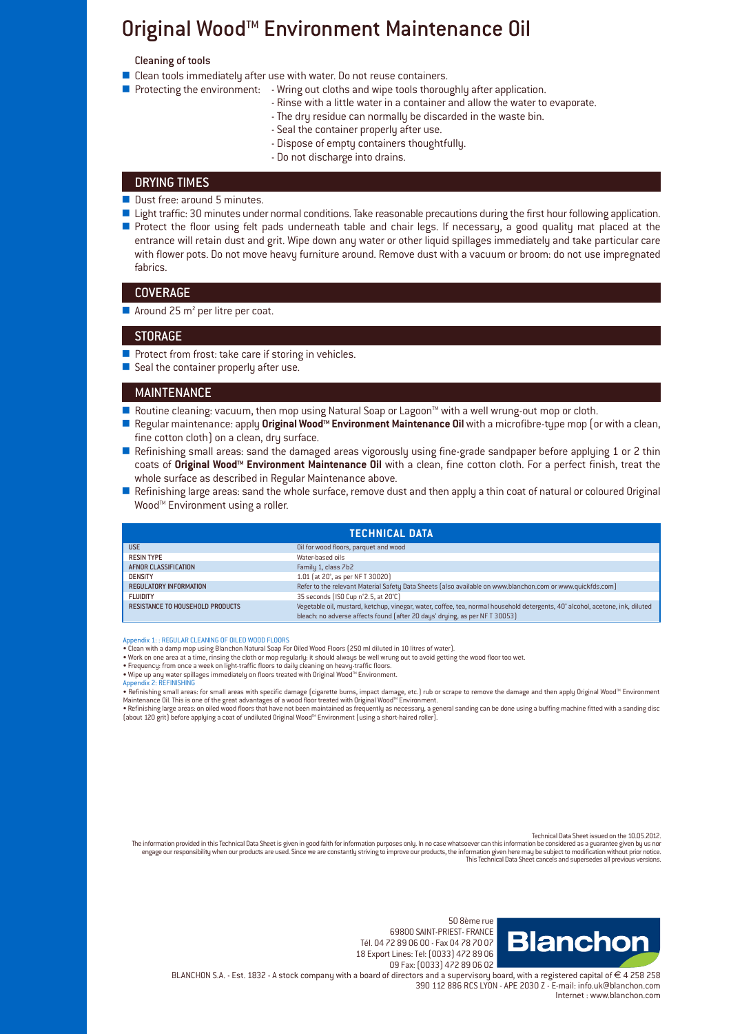# Original Wood™ Environment Maintenance Oil

**Cleaning of tools**

- Clean tools immediately after use with water. Do not reuse containers.
- Protecting the environment:
  - Wring out cloths and wipe tools thoroughly after application.
  - Rinse with a little water in a container and allow the water to evaporate.
  - The dry residue can normally be discarded in the waste bin.
  - Seal the container properly after use.
  - Dispose of empty containers thoughtfully.
  - Do not discharge into drains.

## DRYING TIMES

- Dust free: around 5 minutes.
- Light traffic: 30 minutes under normal conditions. Take reasonable precautions during the first hour following application.
- Protect the floor using felt pads underneath table and chair legs. If necessary, a good quality mat placed at the entrance will retain dust and grit. Wipe down any water or other liquid spillages immediately and take particular care with flower pots. Do not move heavy furniture around. Remove dust with a vacuum or broom: do not use impregnated fabrics.

## COVERAGE

- Around 25 m² per litre per coat.

## STORAGE

- Protect from frost: take care if storing in vehicles.
- Seal the container properly after use.

## MAINTENANCE

- Routine cleaning: vacuum, then mop using Natural Soap or Lagoon™ with a well wrung-out mop or cloth.
- Regular maintenance: apply **Original Wood™ Environment Maintenance Oil** with a microfibre-type mop (or with a clean, fine cotton cloth) on a clean, dry surface.
- Refinishing small areas: sand the damaged areas vigorously using fine-grade sandpaper before applying 1 or 2 thin coats of **Original Wood™ Environment Maintenance Oil** with a clean, fine cotton cloth. For a perfect finish, treat the whole surface as described in Regular Maintenance above.
- Refinishing large areas: sand the whole surface, remove dust and then apply a thin coat of natural or coloured Original Wood™ Environment using a roller.

| TECHNICAL DATA | |
|---|---|
| USE | Oil for wood floors, parquet and wood |
| RESIN TYPE | Water-based oils |
| AFNOR CLASSIFICATION | Family 1, class 7b2 |
| DENSITY | 1.01 (at 20°, as per NF T 30020) |
| REGULATORY INFORMATION | Refer to the relevant Material Safety Data Sheets (also available on www.blanchon.com or www.quickfds.com) |
| FLUIDITY | 35 seconds (ISO Cup n°2.5, at 20°C) |
| RESISTANCE TO HOUSEHOLD PRODUCTS | Vegetable oil, mustard, ketchup, vinegar, water, coffee, tea, normal household detergents, 40° alcohol, acetone, ink, diluted bleach: no adverse affects found (after 20 days' drying, as per NF T 30053) |

Appendix 1: : REGULAR CLEANING OF OILED WOOD FLOORS

- Clean with a damp mop using Blanchon Natural Soap For Oiled Wood Floors (250 ml diluted in 10 litres of water).
- Work on one area at a time, rinsing the cloth or mop regularly: it should always be well wrung out to avoid getting the wood floor too wet.
- Frequency: from once a week on light-traffic floors to daily cleaning on heavy-traffic floors.
- Wipe up any water spillages immediately on floors treated with Original Wood™ Environment.

Appendix 2: REFINISHING

- Refinishing small areas: for small areas with specific damage (cigarette burns, impact damage, etc.) rub or scrape to remove the damage and then apply Original Wood™ Environment Maintenance Oil. This is one of the great advantages of a wood floor treated with Original Wood™ Environment.
- Refinishing large areas: on oiled wood floors that have not been maintained as frequently as necessary, a general sanding can be done using a buffing machine fitted with a sanding disc (about 120 grit) before applying a coat of undiluted Original Wood™ Environment (using a short-haired roller).

Technical Data Sheet issued on the 10.05.2012.

The information provided in this Technical Data Sheet is given in good faith for information purposes only. In no case whatsoever can this information be considered as a guarantee given by us nor engage our responsibility when our products are used. Since we are constantly striving to improve our products, the information given here may be subject to modification without prior notice. This Technical Data Sheet cancels and supersedes all previous versions.

50 8ème rue
69800 SAINT-PRIEST- FRANCE
Tél. 04 72 89 06 00 - Fax 04 78 70 07
18 Export Lines: Tel: (0033) 472 89 06
09 Fax: (0033) 472 89 06 02

Blanchon

BLANCHON S.A. - Est. 1832 - A stock company with a board of directors and a supervisory board, with a registered capital of € 4 258 258
390 112 886 RCS LYON - APE 2030 Z - E-mail: info.uk@blanchon.com
Internet : www.blanchon.com